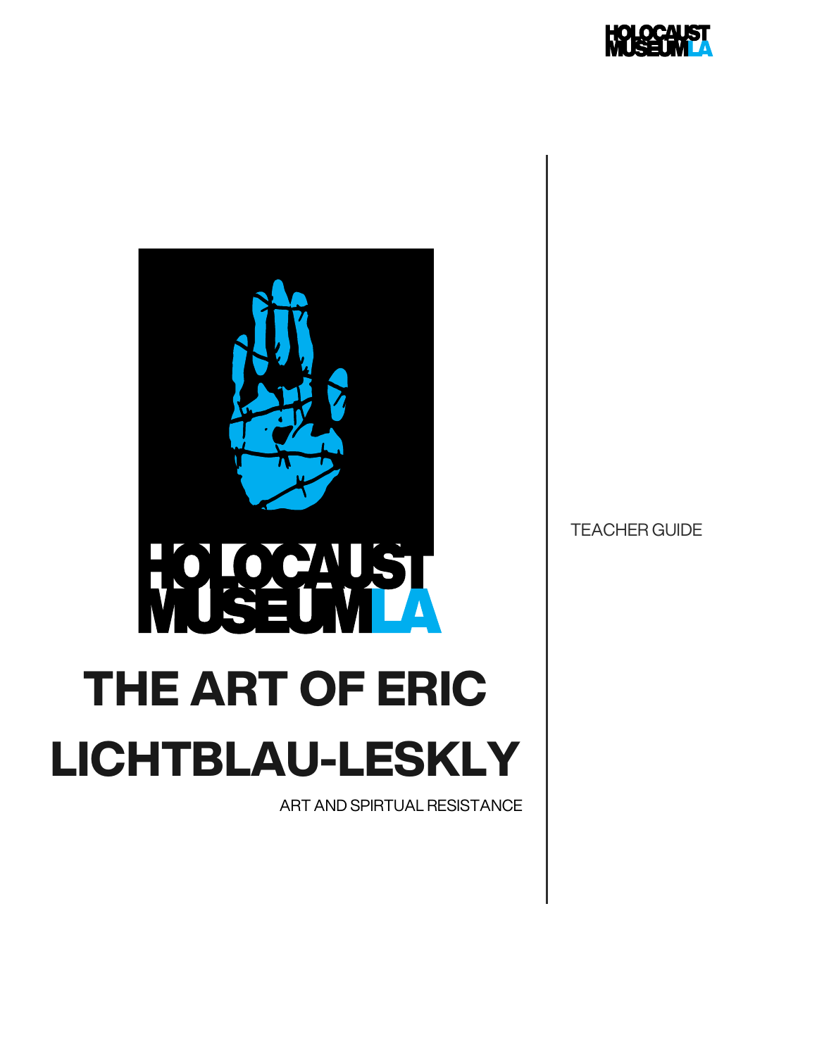HOLOCAUST MUSEUM LA

# THE ART OF ERIC LICHTBLAU-LESKLY

ART AND SPIRTUAL RESISTANCE

TEACHER GUIDE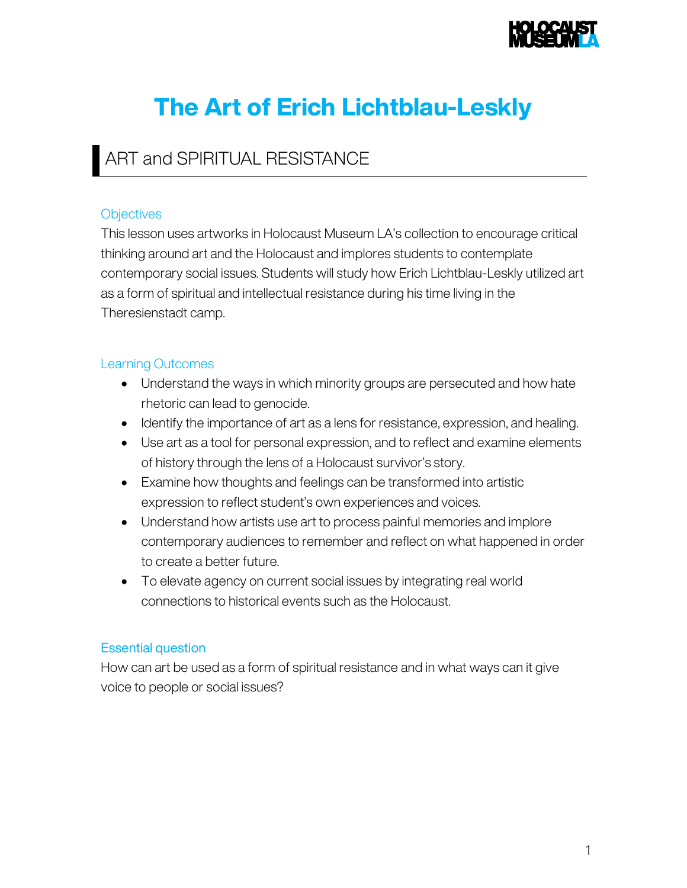# The Art of Erich Lichtblau-Leskly

## ART and SPIRITUAL RESISTANCE

### Objectives

This lesson uses artworks in Holocaust Museum LA's collection to encourage critical thinking around art and the Holocaust and implores students to contemplate contemporary social issues. Students will study how Erich Lichtblau-Leskly utilized art as a form of spiritual and intellectual resistance during his time living in the Theresienstadt camp.

### Learning Outcomes

- Understand the ways in which minority groups are persecuted and how hate rhetoric can lead to genocide.
- Identify the importance of art as a lens for resistance, expression, and healing.
- Use art as a tool for personal expression, and to reflect and examine elements of history through the lens of a Holocaust survivor's story.
- Examine how thoughts and feelings can be transformed into artistic expression to reflect student's own experiences and voices.
- Understand how artists use art to process painful memories and implore contemporary audiences to remember and reflect on what happened in order to create a better future.
- To elevate agency on current social issues by integrating real world connections to historical events such as the Holocaust.

### Essential question

How can art be used as a form of spiritual resistance and in what ways can it give voice to people or social issues?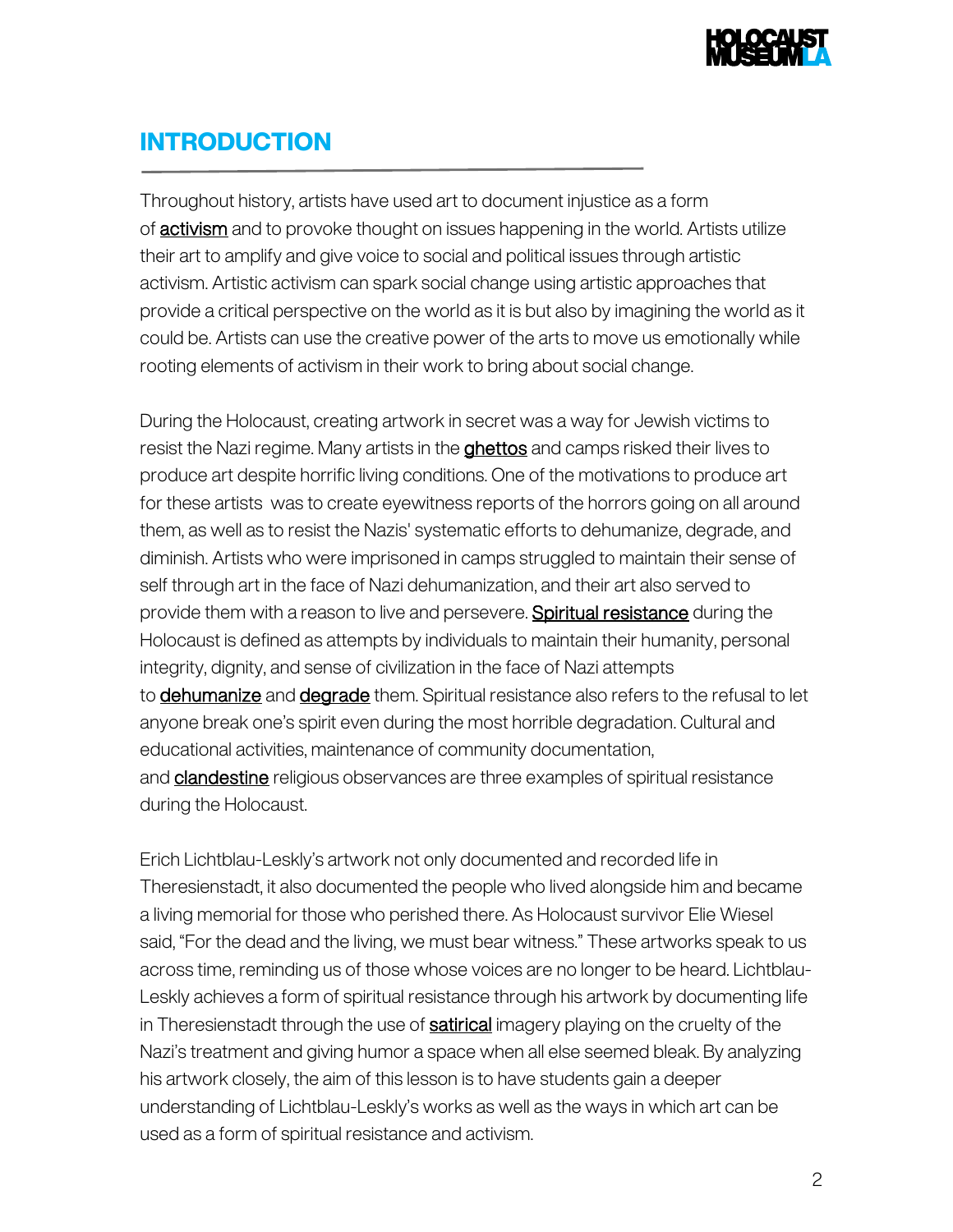## INTRODUCTION

Throughout history, artists have used art to document injustice as a form of activism and to provoke thought on issues happening in the world. Artists utilize their art to amplify and give voice to social and political issues through artistic activism. Artistic activism can spark social change using artistic approaches that provide a critical perspective on the world as it is but also by imagining the world as it could be. Artists can use the creative power of the arts to move us emotionally while rooting elements of activism in their work to bring about social change.

During the Holocaust, creating artwork in secret was a way for Jewish victims to resist the Nazi regime. Many artists in the ghettos and camps risked their lives to produce art despite horrific living conditions. One of the motivations to produce art for these artists was to create eyewitness reports of the horrors going on all around them, as well as to resist the Nazis' systematic efforts to dehumanize, degrade, and diminish. Artists who were imprisoned in camps struggled to maintain their sense of self through art in the face of Nazi dehumanization, and their art also served to provide them with a reason to live and persevere. Spiritual resistance during the Holocaust is defined as attempts by individuals to maintain their humanity, personal integrity, dignity, and sense of civilization in the face of Nazi attempts to dehumanize and degrade them. Spiritual resistance also refers to the refusal to let anyone break one's spirit even during the most horrible degradation. Cultural and educational activities, maintenance of community documentation, and clandestine religious observances are three examples of spiritual resistance during the Holocaust.

Erich Lichtblau-Leskly's artwork not only documented and recorded life in Theresienstadt, it also documented the people who lived alongside him and became a living memorial for those who perished there. As Holocaust survivor Elie Wiesel said, "For the dead and the living, we must bear witness." These artworks speak to us across time, reminding us of those whose voices are no longer to be heard. Lichtblau-Leskly achieves a form of spiritual resistance through his artwork by documenting life in Theresienstadt through the use of satirical imagery playing on the cruelty of the Nazi's treatment and giving humor a space when all else seemed bleak. By analyzing his artwork closely, the aim of this lesson is to have students gain a deeper understanding of Lichtblau-Leskly's works as well as the ways in which art can be used as a form of spiritual resistance and activism.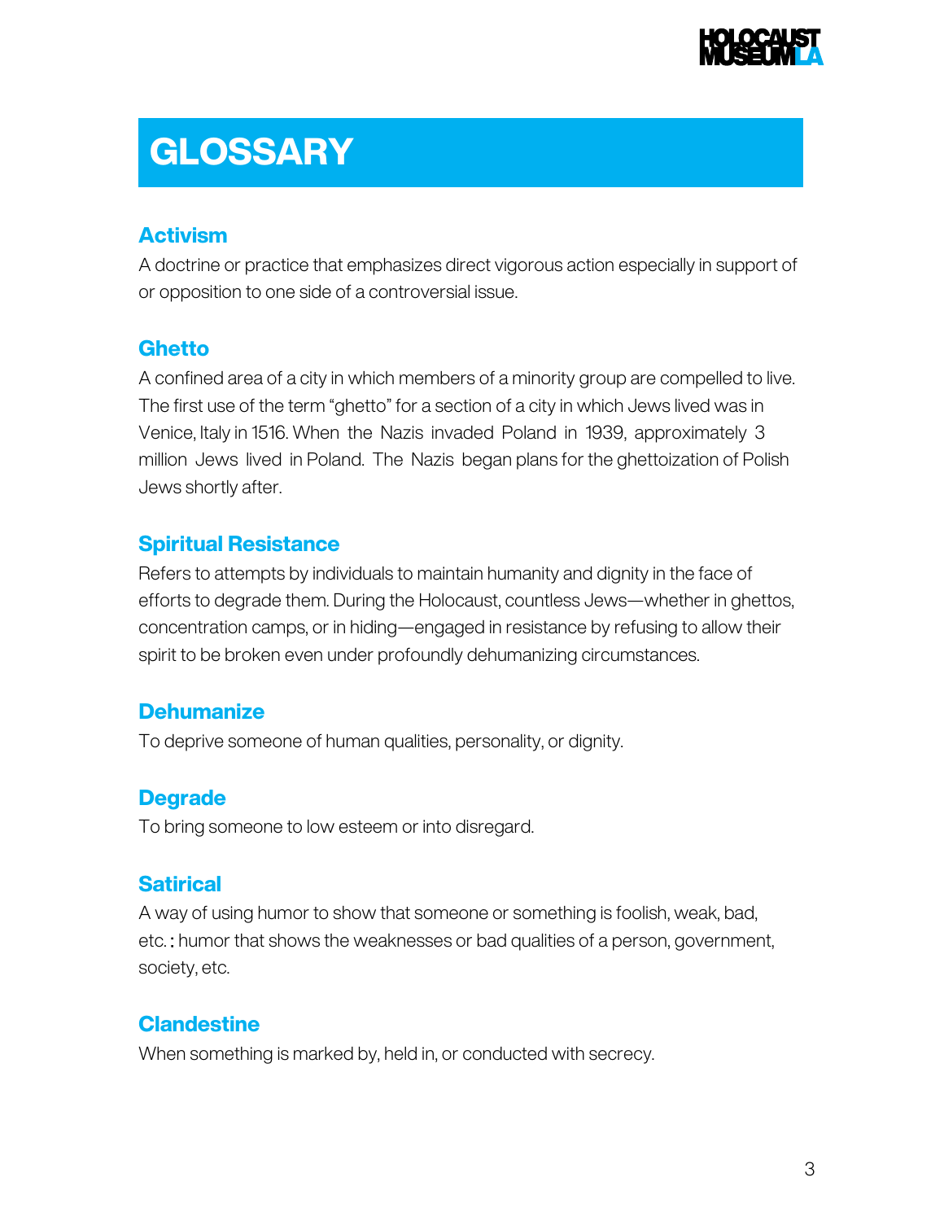# GLOSSARY

### Activism

A doctrine or practice that emphasizes direct vigorous action especially in support of or opposition to one side of a controversial issue.

### Ghetto

A confined area of a city in which members of a minority group are compelled to live. The first use of the term "ghetto" for a section of a city in which Jews lived was in Venice, Italy in 1516. When the Nazis invaded Poland in 1939, approximately 3 million Jews lived in Poland. The Nazis began plans for the ghettoization of Polish Jews shortly after.

### Spiritual Resistance

Refers to attempts by individuals to maintain humanity and dignity in the face of efforts to degrade them. During the Holocaust, countless Jews—whether in ghettos, concentration camps, or in hiding—engaged in resistance by refusing to allow their spirit to be broken even under profoundly dehumanizing circumstances.

### Dehumanize

To deprive someone of human qualities, personality, or dignity.

### Degrade

To bring someone to low esteem or into disregard.

### Satirical

A way of using humor to show that someone or something is foolish, weak, bad, etc. **:** humor that shows the weaknesses or bad qualities of a person, government, society, etc.

### Clandestine

When something is marked by, held in, or conducted with secrecy.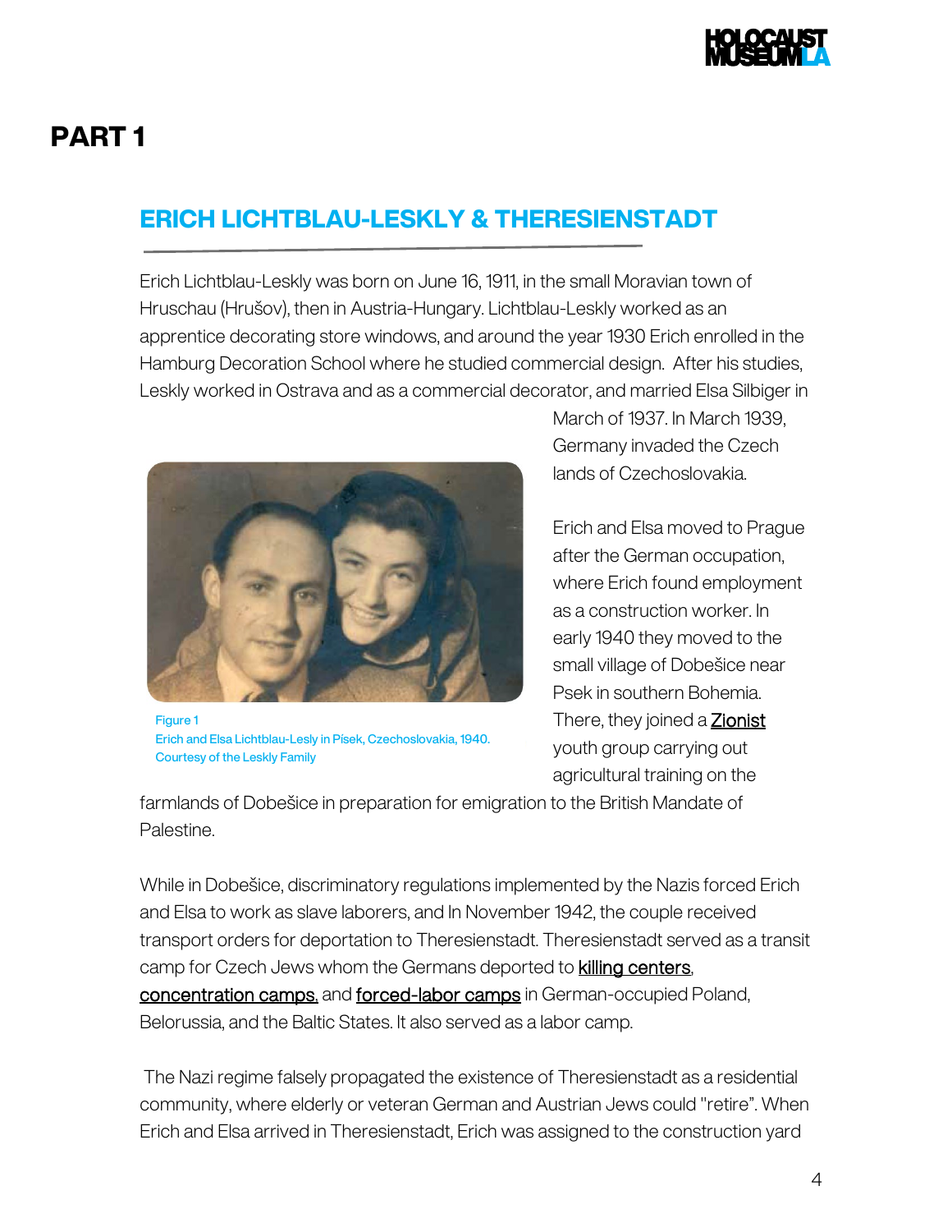# PART 1

## ERICH LICHTBLAU-LESKLY & THERESIENSTADT

Erich Lichtblau-Leskly was born on June 16, 1911, in the small Moravian town of Hruschau (Hrušov), then in Austria-Hungary. Lichtblau-Leskly worked as an apprentice decorating store windows, and around the year 1930 Erich enrolled in the Hamburg Decoration School where he studied commercial design. After his studies, Leskly worked in Ostrava and as a commercial decorator, and married Elsa Silbiger in March of 1937. In March 1939, Germany invaded the Czech lands of Czechoslovakia.

Figure 1
Erich and Elsa Lichtblau-Lesly in Písek, Czechoslovakia, 1940.
Courtesy of the Leskly Family

Erich and Elsa moved to Prague after the German occupation, where Erich found employment as a construction worker. In early 1940 they moved to the small village of Dobešice near Psek in southern Bohemia. There, they joined a Zionist youth group carrying out agricultural training on the farmlands of Dobešice in preparation for emigration to the British Mandate of Palestine.

While in Dobešice, discriminatory regulations implemented by the Nazis forced Erich and Elsa to work as slave laborers, and In November 1942, the couple received transport orders for deportation to Theresienstadt. Theresienstadt served as a transit camp for Czech Jews whom the Germans deported to killing centers, concentration camps, and forced-labor camps in German-occupied Poland, Belorussia, and the Baltic States. It also served as a labor camp.

The Nazi regime falsely propagated the existence of Theresienstadt as a residential community, where elderly or veteran German and Austrian Jews could "retire". When Erich and Elsa arrived in Theresienstadt, Erich was assigned to the construction yard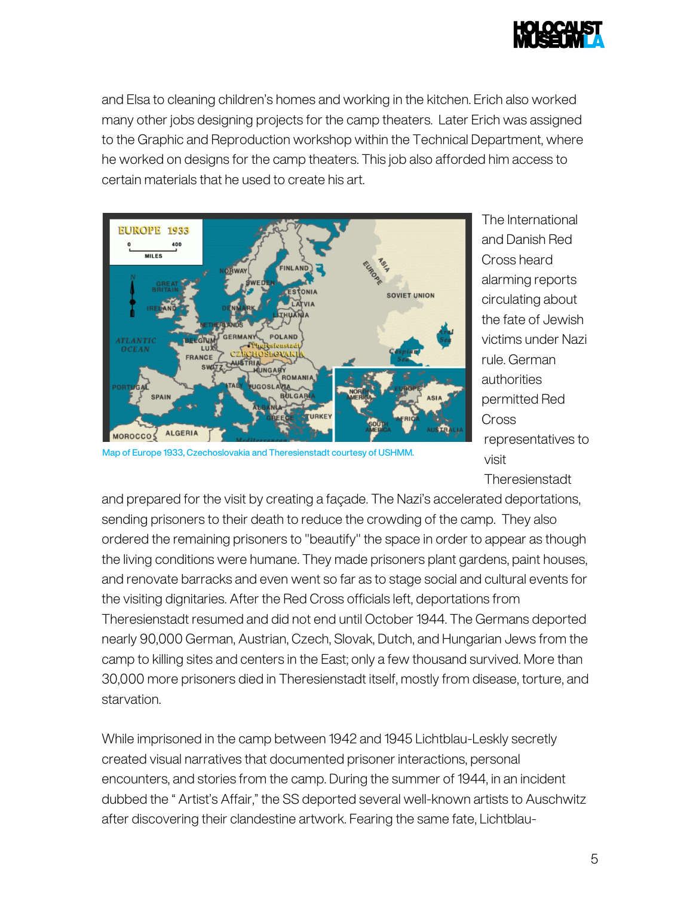and Elsa to cleaning children's homes and working in the kitchen. Erich also worked many other jobs designing projects for the camp theaters. Later Erich was assigned to the Graphic and Reproduction workshop within the Technical Department, where he worked on designs for the camp theaters. This job also afforded him access to certain materials that he used to create his art.

Map of Europe 1933, Czechoslovakia and Theresienstadt courtesy of USHMM.

The International and Danish Red Cross heard alarming reports circulating about the fate of Jewish victims under Nazi rule. German authorities permitted Red Cross representatives to visit Theresienstadt and prepared for the visit by creating a façade. The Nazi's accelerated deportations, sending prisoners to their death to reduce the crowding of the camp. They also ordered the remaining prisoners to "beautify" the space in order to appear as though the living conditions were humane. They made prisoners plant gardens, paint houses, and renovate barracks and even went so far as to stage social and cultural events for the visiting dignitaries. After the Red Cross officials left, deportations from Theresienstadt resumed and did not end until October 1944. The Germans deported nearly 90,000 German, Austrian, Czech, Slovak, Dutch, and Hungarian Jews from the camp to killing sites and centers in the East; only a few thousand survived. More than 30,000 more prisoners died in Theresienstadt itself, mostly from disease, torture, and starvation.

While imprisoned in the camp between 1942 and 1945 Lichtblau-Leskly secretly created visual narratives that documented prisoner interactions, personal encounters, and stories from the camp. During the summer of 1944, in an incident dubbed the " Artist's Affair," the SS deported several well-known artists to Auschwitz after discovering their clandestine artwork. Fearing the same fate, Lichtblau-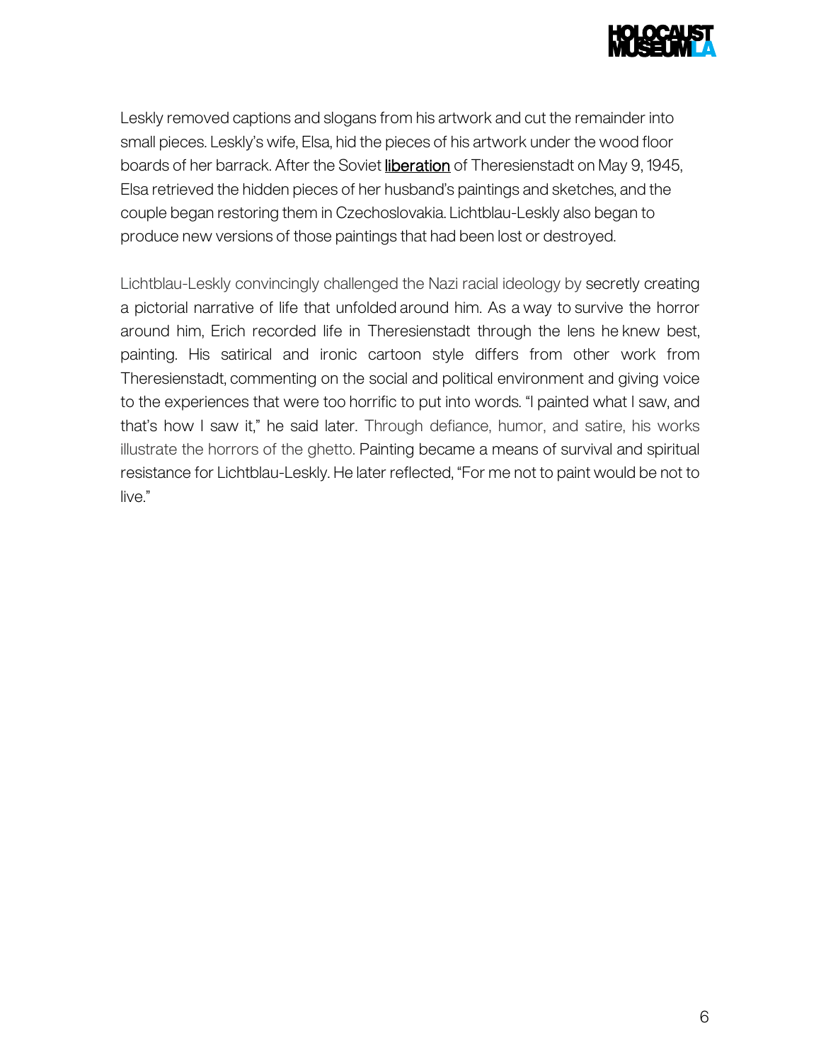Leskly removed captions and slogans from his artwork and cut the remainder into small pieces. Leskly's wife, Elsa, hid the pieces of his artwork under the wood floor boards of her barrack. After the Soviet **liberation** of Theresienstadt on May 9, 1945, Elsa retrieved the hidden pieces of her husband's paintings and sketches, and the couple began restoring them in Czechoslovakia. Lichtblau-Leskly also began to produce new versions of those paintings that had been lost or destroyed.

Lichtblau-Leskly convincingly challenged the Nazi racial ideology by secretly creating a pictorial narrative of life that unfolded around him. As a way to survive the horror around him, Erich recorded life in Theresienstadt through the lens he knew best, painting. His satirical and ironic cartoon style differs from other work from Theresienstadt, commenting on the social and political environment and giving voice to the experiences that were too horrific to put into words. "I painted what I saw, and that's how I saw it," he said later. Through defiance, humor, and satire, his works illustrate the horrors of the ghetto. Painting became a means of survival and spiritual resistance for Lichtblau-Leskly. He later reflected, "For me not to paint would be not to live."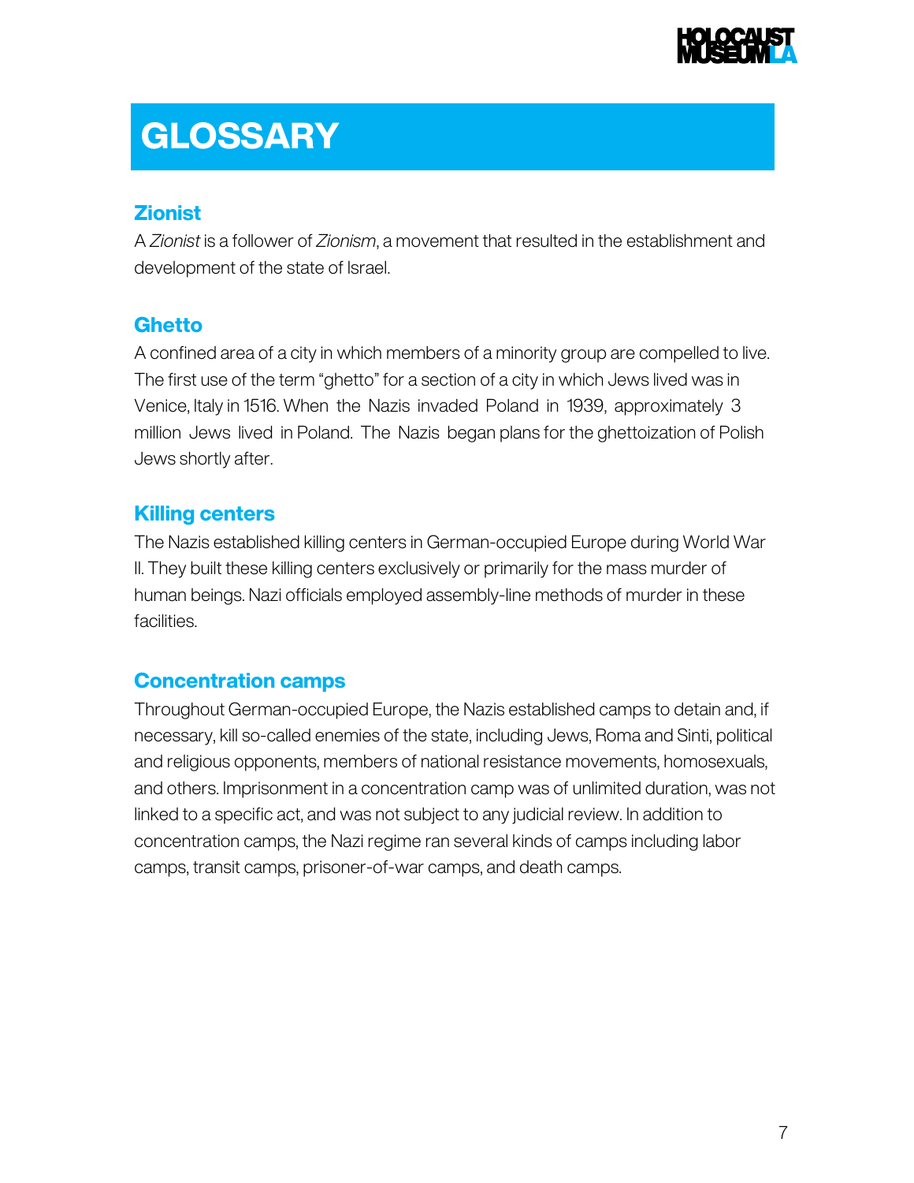# GLOSSARY

## Zionist

A *Zionist* is a follower of *Zionism*, a movement that resulted in the establishment and development of the state of Israel.

## Ghetto

A confined area of a city in which members of a minority group are compelled to live. The first use of the term "ghetto" for a section of a city in which Jews lived was in Venice, Italy in 1516. When the Nazis invaded Poland in 1939, approximately 3 million Jews lived in Poland. The Nazis began plans for the ghettoization of Polish Jews shortly after.

## Killing centers

The Nazis established killing centers in German-occupied Europe during World War II. They built these killing centers exclusively or primarily for the mass murder of human beings. Nazi officials employed assembly-line methods of murder in these facilities.

## Concentration camps

Throughout German-occupied Europe, the Nazis established camps to detain and, if necessary, kill so-called enemies of the state, including Jews, Roma and Sinti, political and religious opponents, members of national resistance movements, homosexuals, and others. Imprisonment in a concentration camp was of unlimited duration, was not linked to a specific act, and was not subject to any judicial review. In addition to concentration camps, the Nazi regime ran several kinds of camps including labor camps, transit camps, prisoner-of-war camps, and death camps.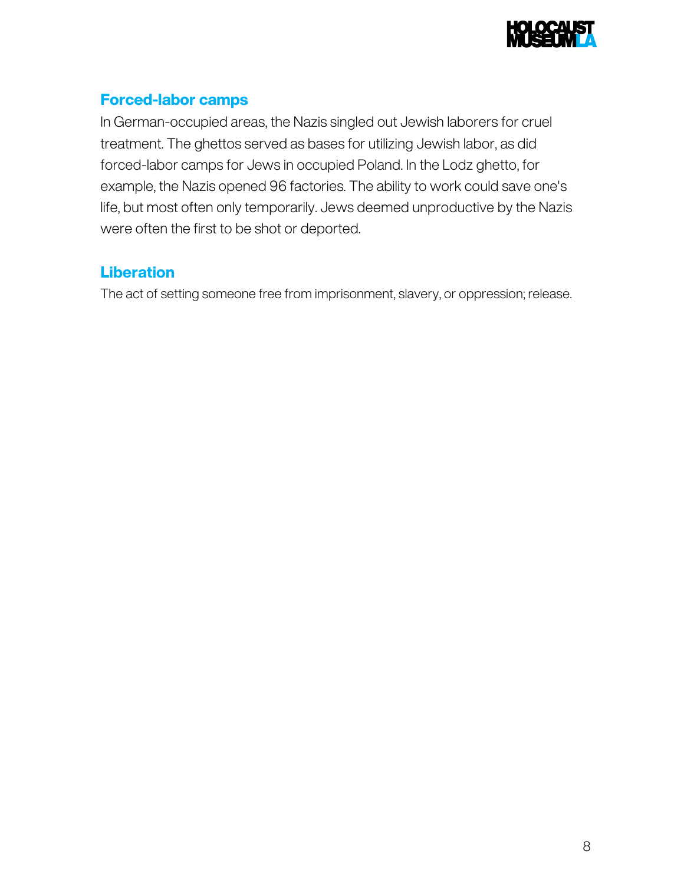## Forced-labor camps

In German-occupied areas, the Nazis singled out Jewish laborers for cruel treatment. The ghettos served as bases for utilizing Jewish labor, as did forced-labor camps for Jews in occupied Poland. In the Lodz ghetto, for example, the Nazis opened 96 factories. The ability to work could save one's life, but most often only temporarily. Jews deemed unproductive by the Nazis were often the first to be shot or deported.

## Liberation

The act of setting someone free from imprisonment, slavery, or oppression; release.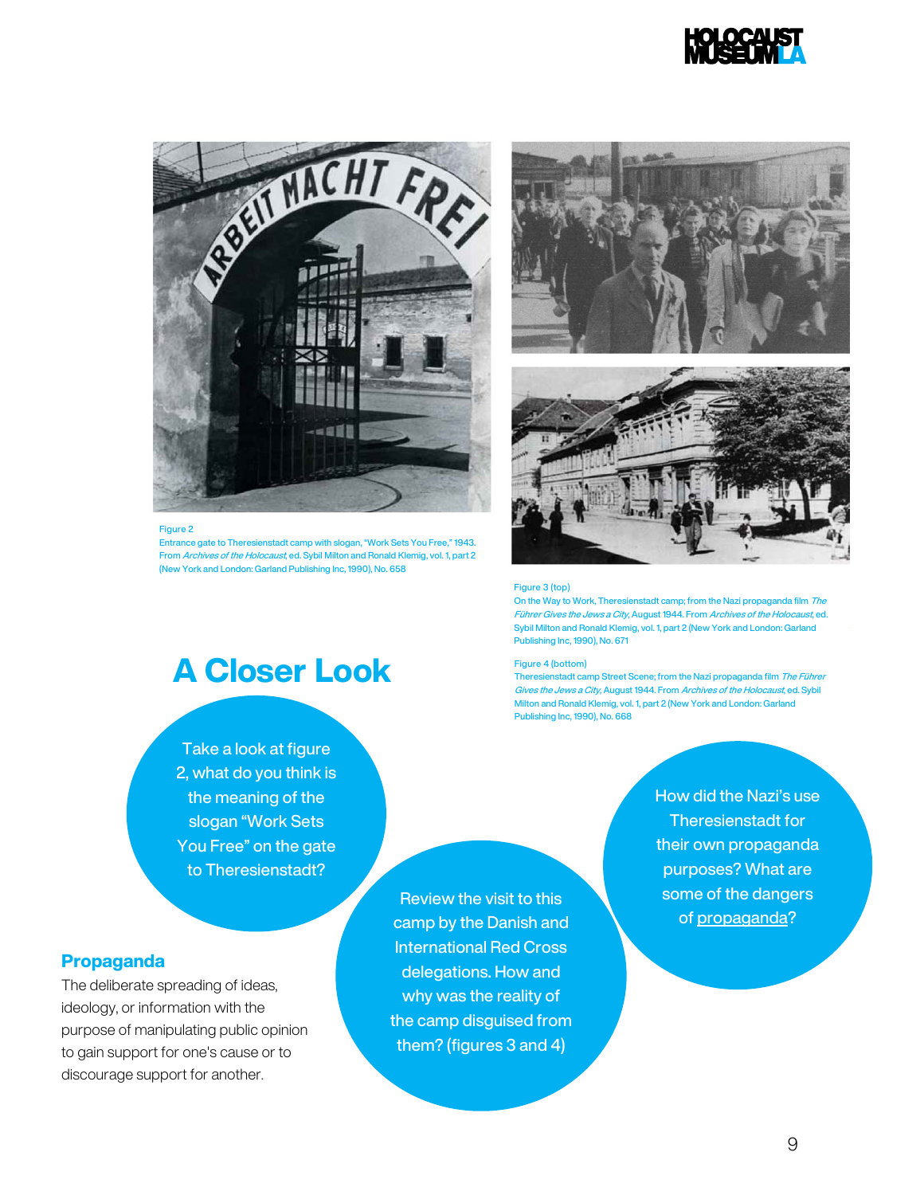Figure 2
Entrance gate to Theresienstadt camp with slogan, "Work Sets You Free," 1943. From *Archives of the Holocaust*, ed. Sybil Milton and Ronald Klemig, vol. 1, part 2 (New York and London: Garland Publishing Inc, 1990), No. 658

Figure 3 (top)
On the Way to Work, Theresienstadt camp; from the Nazi propaganda film *The Führer Gives the Jews a City*, August 1944. From *Archives of the Holocaust*, ed. Sybil Milton and Ronald Klemig, vol. 1, part 2 (New York and London: Garland Publishing Inc, 1990), No. 671

Figure 4 (bottom)
Theresienstadt camp Street Scene; from the Nazi propaganda film *The Führer Gives the Jews a City*, August 1944. From *Archives of the Holocaust*, ed. Sybil Milton and Ronald Klemig, vol. 1, part 2 (New York and London: Garland Publishing Inc, 1990), No. 668

## A Closer Look

Take a look at figure 2, what do you think is the meaning of the slogan "Work Sets You Free" on the gate to Theresienstadt?

Review the visit to this camp by the Danish and International Red Cross delegations. How and why was the reality of the camp disguised from them? (figures 3 and 4)

How did the Nazi's use Theresienstadt for their own propaganda purposes? What are some of the dangers of propaganda?

### Propaganda

The deliberate spreading of ideas, ideology, or information with the purpose of manipulating public opinion to gain support for one's cause or to discourage support for another.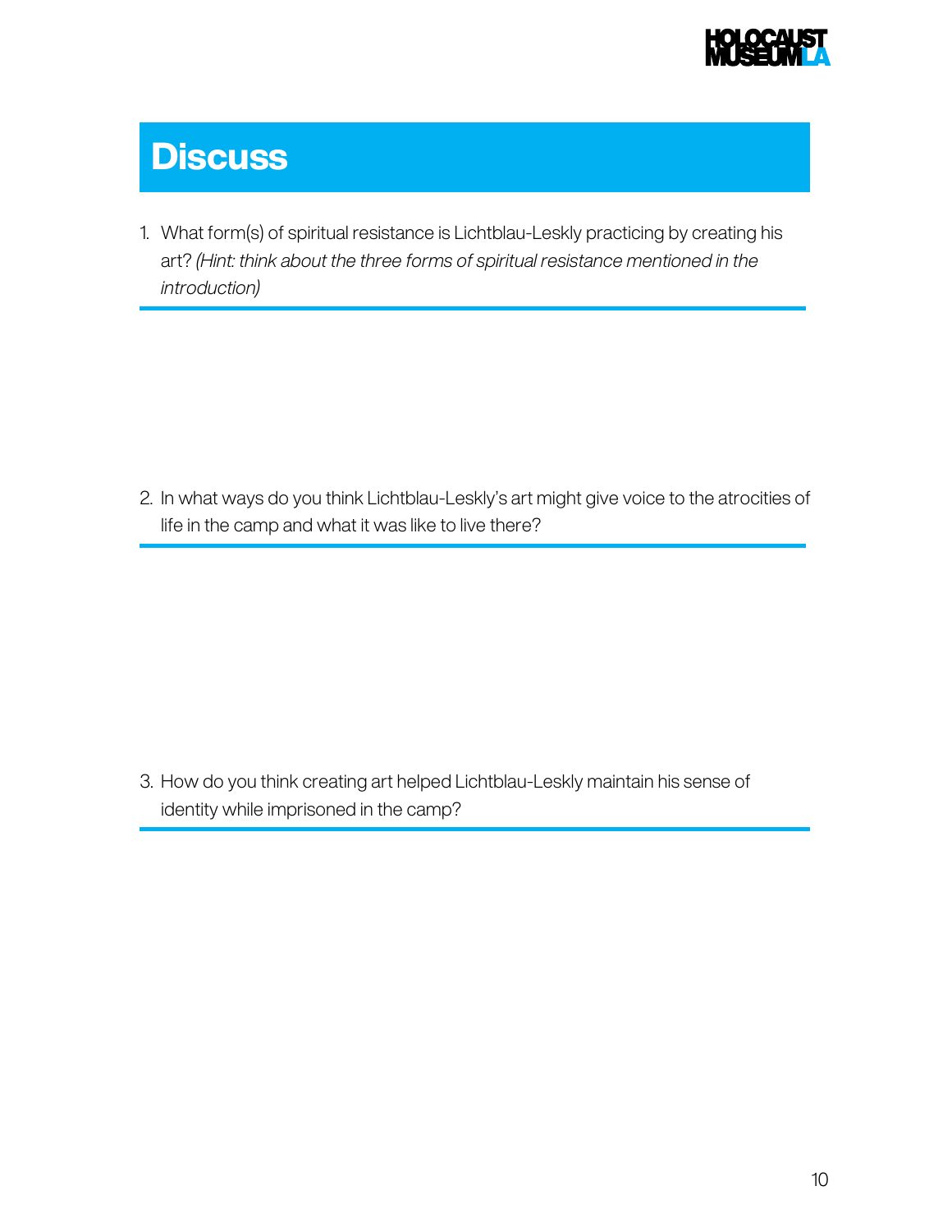# Discuss

1. What form(s) of spiritual resistance is Lichtblau-Leskly practicing by creating his art? *(Hint: think about the three forms of spiritual resistance mentioned in the introduction)*

2. In what ways do you think Lichtblau-Leskly's art might give voice to the atrocities of life in the camp and what it was like to live there?

3. How do you think creating art helped Lichtblau-Leskly maintain his sense of identity while imprisoned in the camp?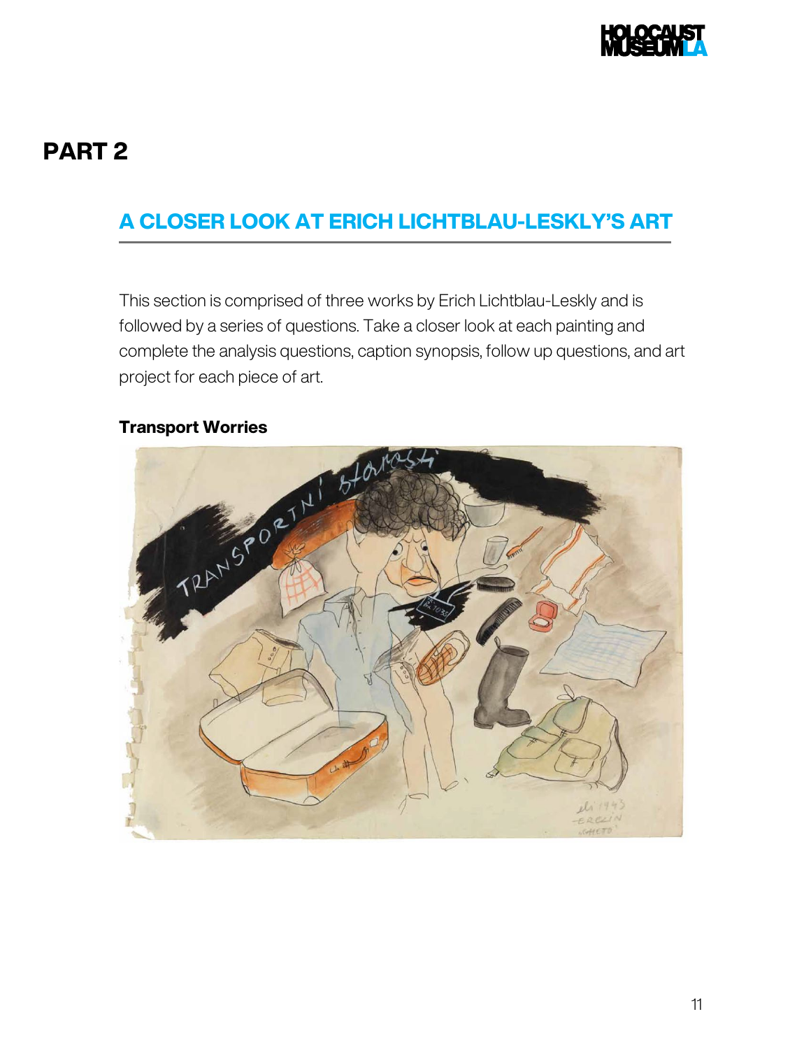# PART 2

## A CLOSER LOOK AT ERICH LICHTBLAU-LESKLY'S ART

This section is comprised of three works by Erich Lichtblau-Leskly and is followed by a series of questions. Take a closer look at each painting and complete the analysis questions, caption synopsis, follow up questions, and art project for each piece of art.

**Transport Worries**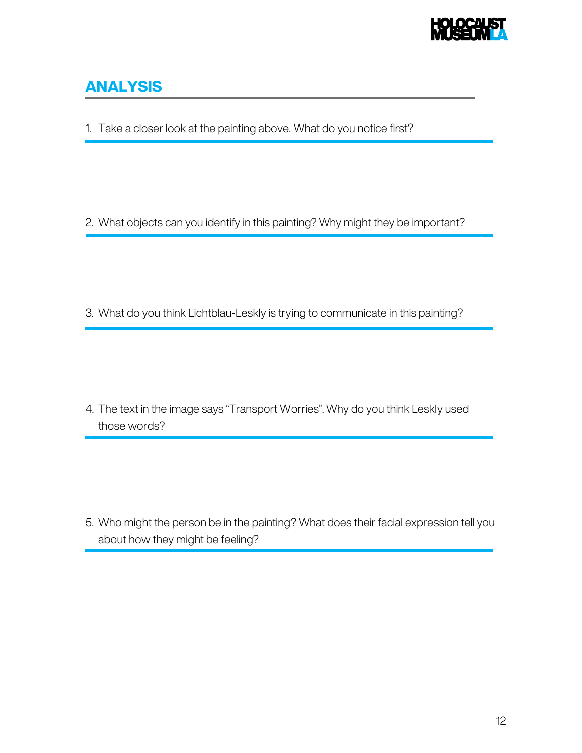## ANALYSIS

1. Take a closer look at the painting above. What do you notice first?

2. What objects can you identify in this painting? Why might they be important?

3. What do you think Lichtblau-Leskly is trying to communicate in this painting?

4. The text in the image says "Transport Worries". Why do you think Leskly used those words?

5. Who might the person be in the painting? What does their facial expression tell you about how they might be feeling?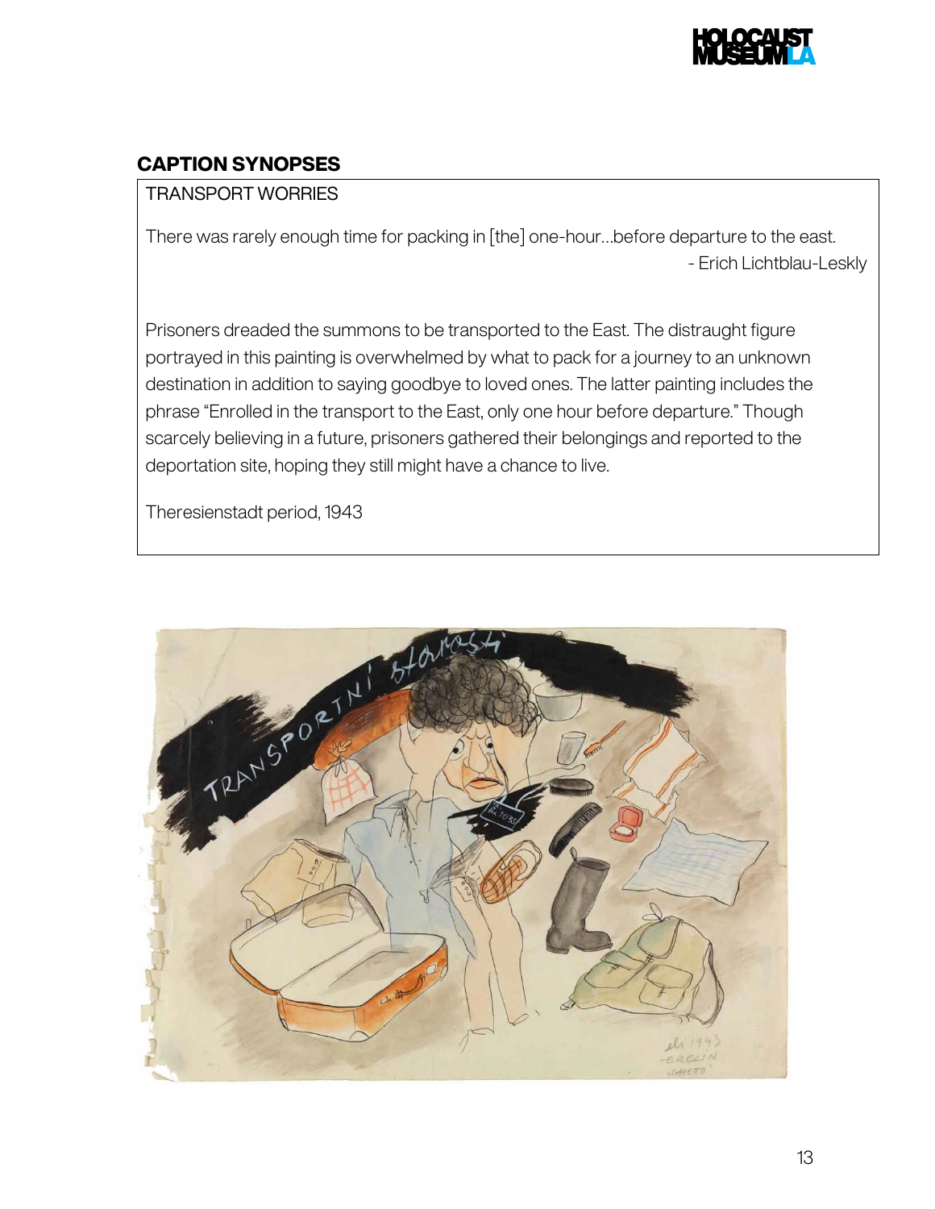## CAPTION SYNOPSES

TRANSPORT WORRIES

There was rarely enough time for packing in [the] one-hour…before departure to the east.

- Erich Lichtblau-Leskly

Prisoners dreaded the summons to be transported to the East. The distraught figure portrayed in this painting is overwhelmed by what to pack for a journey to an unknown destination in addition to saying goodbye to loved ones. The latter painting includes the phrase "Enrolled in the transport to the East, only one hour before departure." Though scarcely believing in a future, prisoners gathered their belongings and reported to the deportation site, hoping they still might have a chance to live.

Theresienstadt period, 1943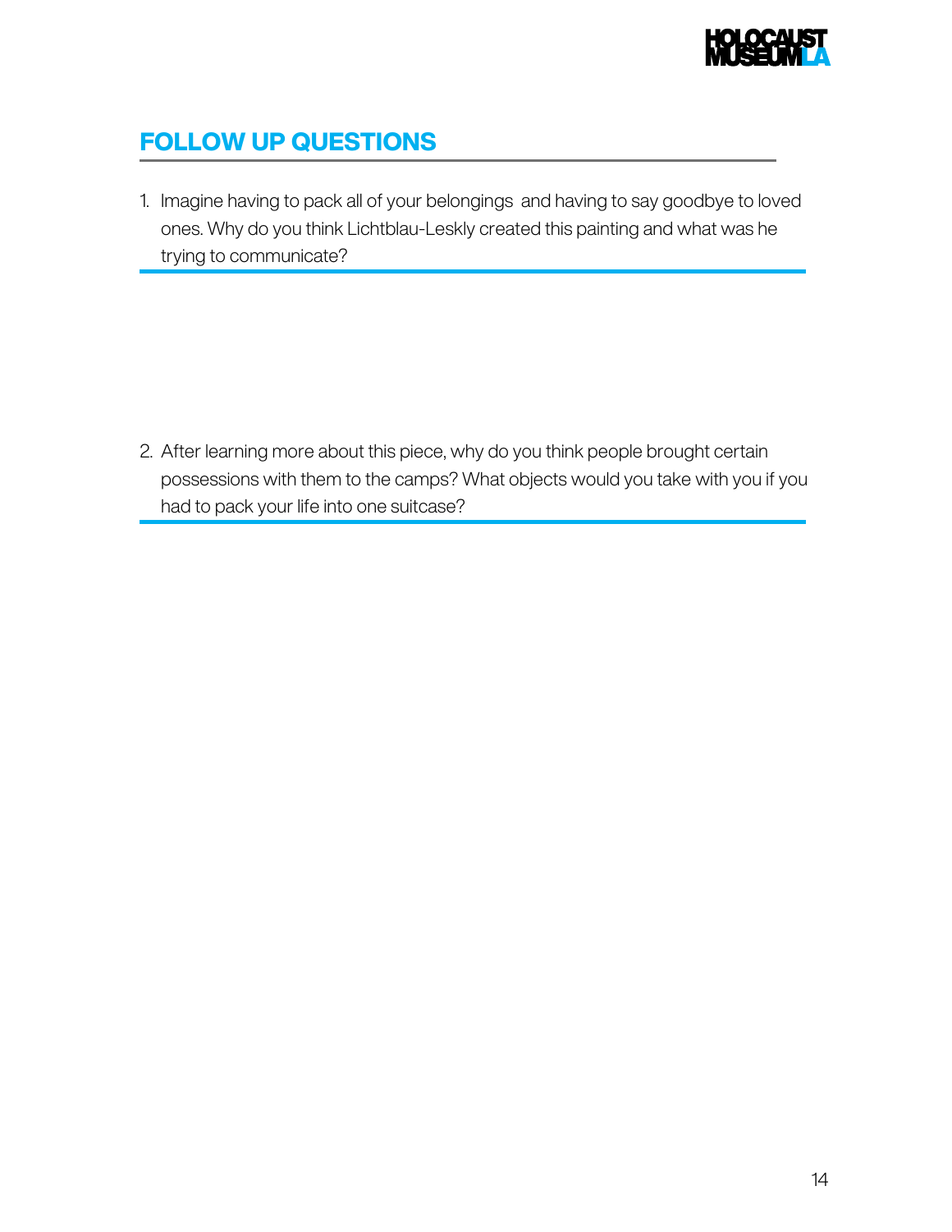## FOLLOW UP QUESTIONS

1. Imagine having to pack all of your belongings and having to say goodbye to loved ones. Why do you think Lichtblau-Leskly created this painting and what was he trying to communicate?

2. After learning more about this piece, why do you think people brought certain possessions with them to the camps? What objects would you take with you if you had to pack your life into one suitcase?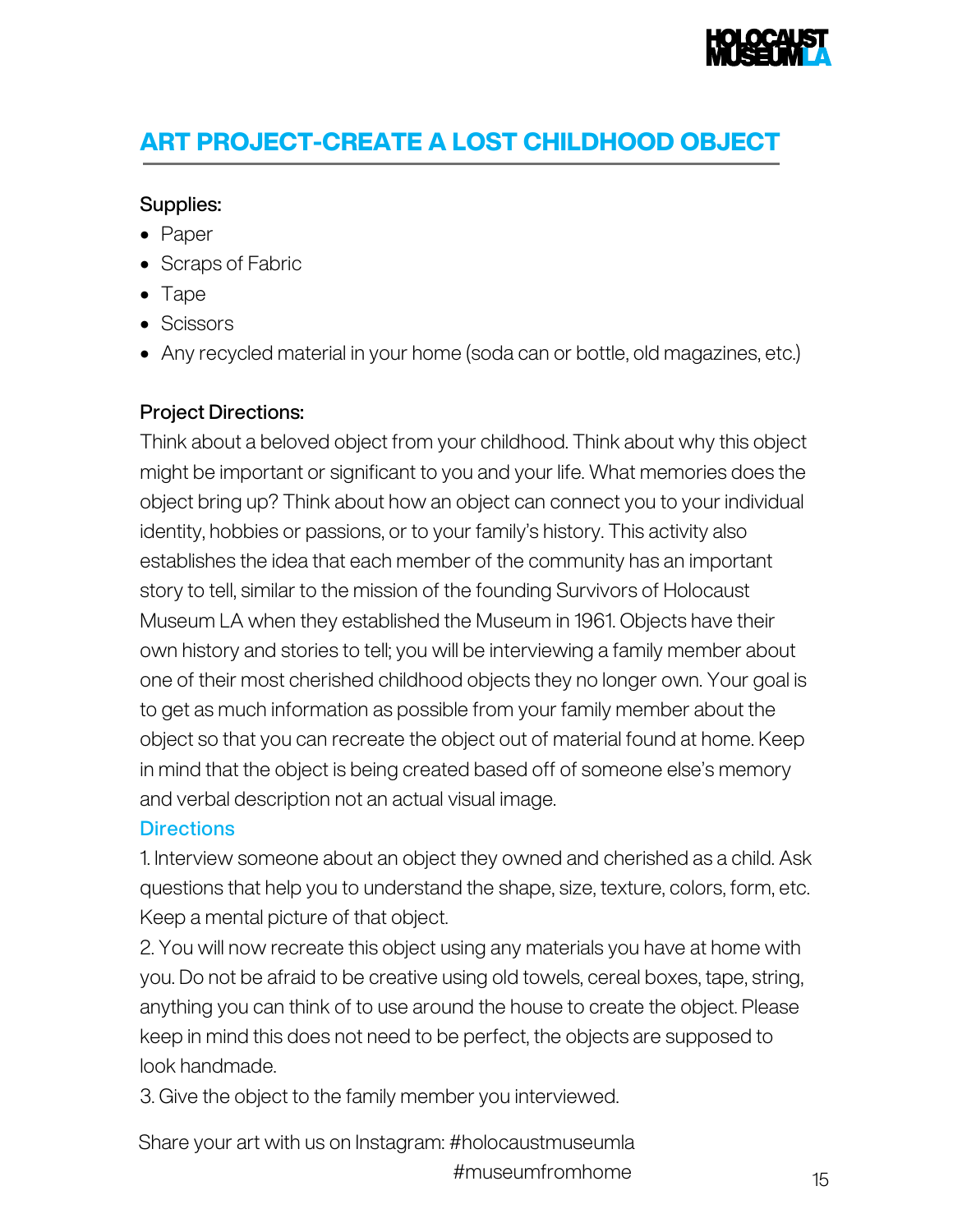## ART PROJECT-CREATE A LOST CHILDHOOD OBJECT

Supplies:

- Paper
- Scraps of Fabric
- Tape
- Scissors
- Any recycled material in your home (soda can or bottle, old magazines, etc.)

Project Directions:

Think about a beloved object from your childhood. Think about why this object might be important or significant to you and your life. What memories does the object bring up? Think about how an object can connect you to your individual identity, hobbies or passions, or to your family's history. This activity also establishes the idea that each member of the community has an important story to tell, similar to the mission of the founding Survivors of Holocaust Museum LA when they established the Museum in 1961. Objects have their own history and stories to tell; you will be interviewing a family member about one of their most cherished childhood objects they no longer own. Your goal is to get as much information as possible from your family member about the object so that you can recreate the object out of material found at home. Keep in mind that the object is being created based off of someone else's memory and verbal description not an actual visual image.

### Directions

1. Interview someone about an object they owned and cherished as a child. Ask questions that help you to understand the shape, size, texture, colors, form, etc. Keep a mental picture of that object.
2. You will now recreate this object using any materials you have at home with you. Do not be afraid to be creative using old towels, cereal boxes, tape, string, anything you can think of to use around the house to create the object. Please keep in mind this does not need to be perfect, the objects are supposed to look handmade.
3. Give the object to the family member you interviewed.

Share your art with us on Instagram: #holocaustmuseumla #museumfromhome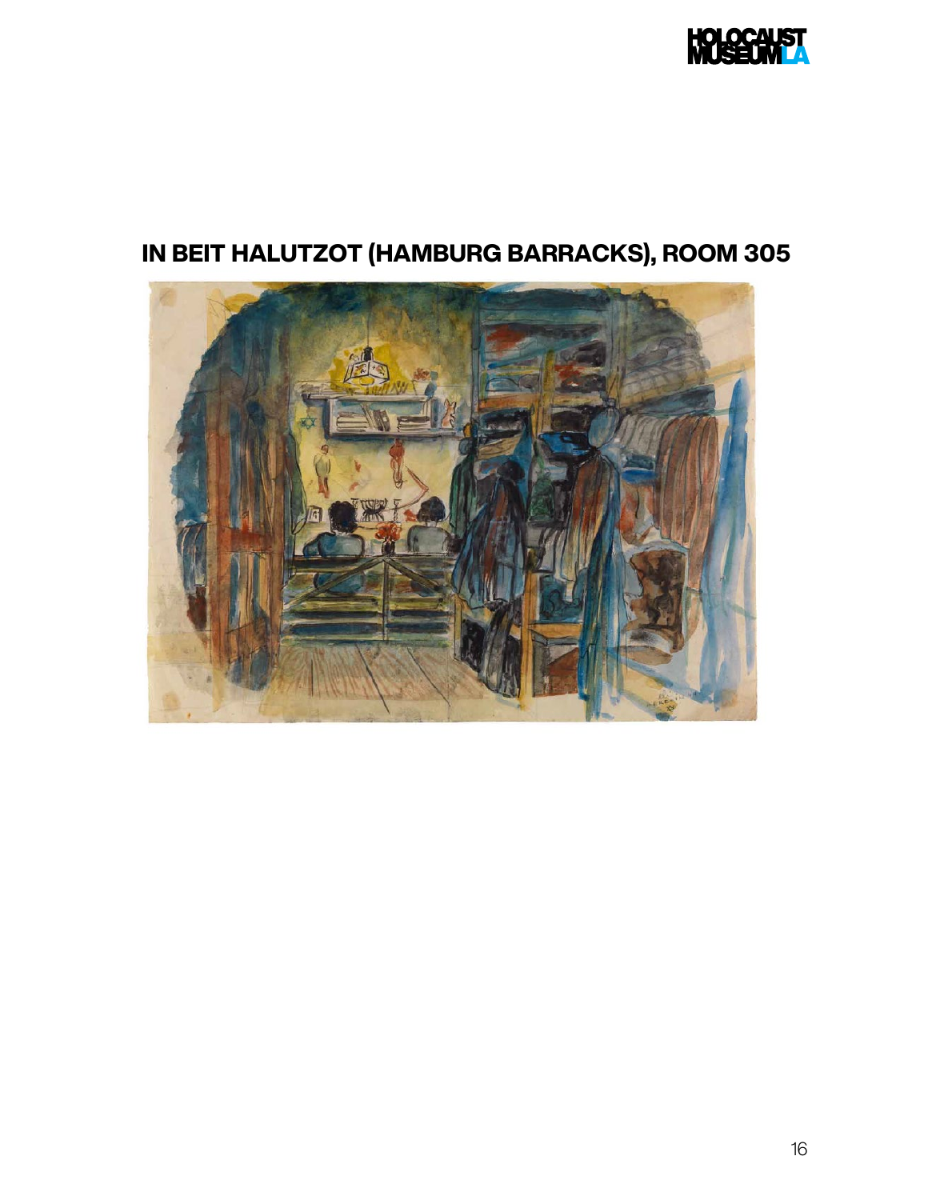# IN BEIT HALUTZOT (HAMBURG BARRACKS), ROOM 305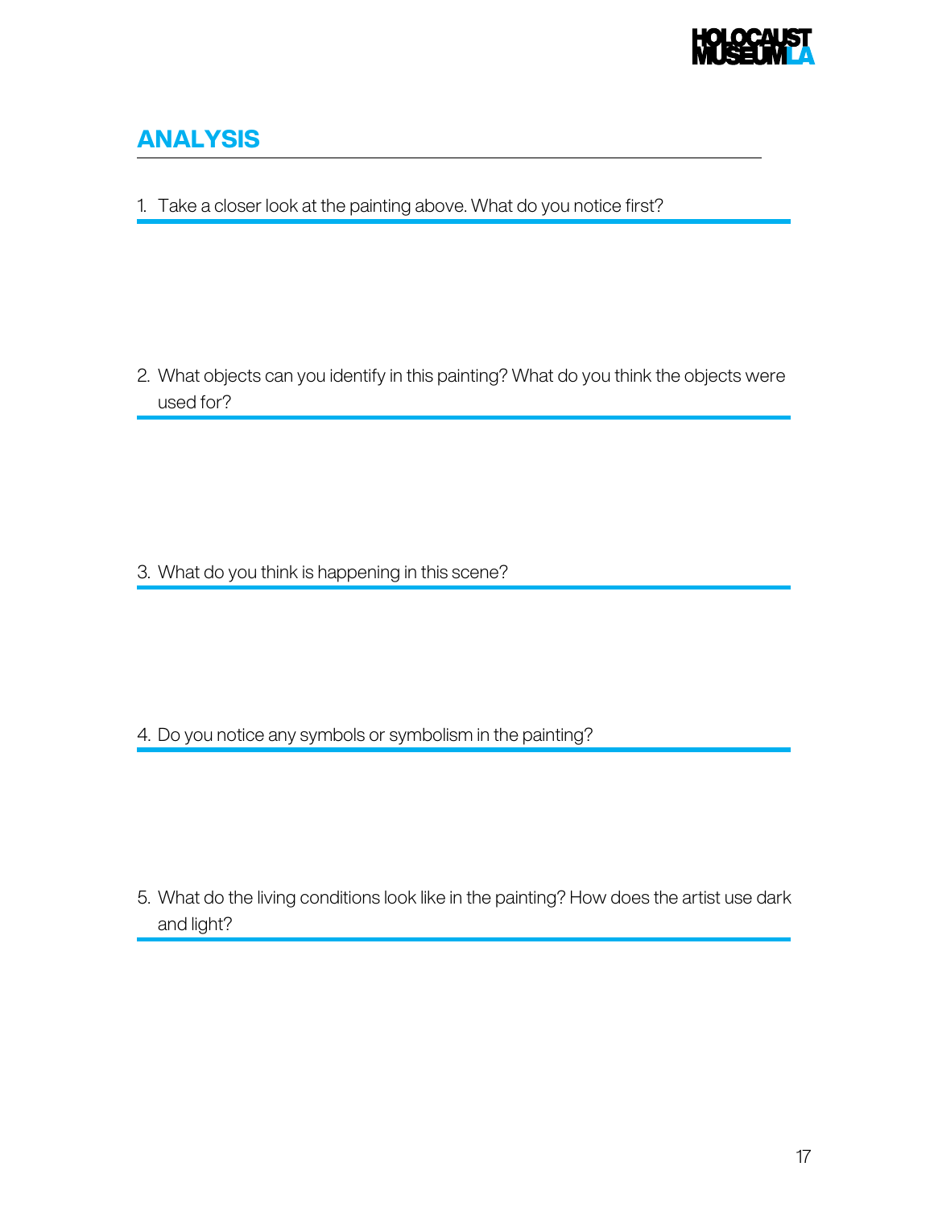## ANALYSIS

1. Take a closer look at the painting above. What do you notice first?

2. What objects can you identify in this painting? What do you think the objects were used for?

3. What do you think is happening in this scene?

4. Do you notice any symbols or symbolism in the painting?

5. What do the living conditions look like in the painting? How does the artist use dark and light?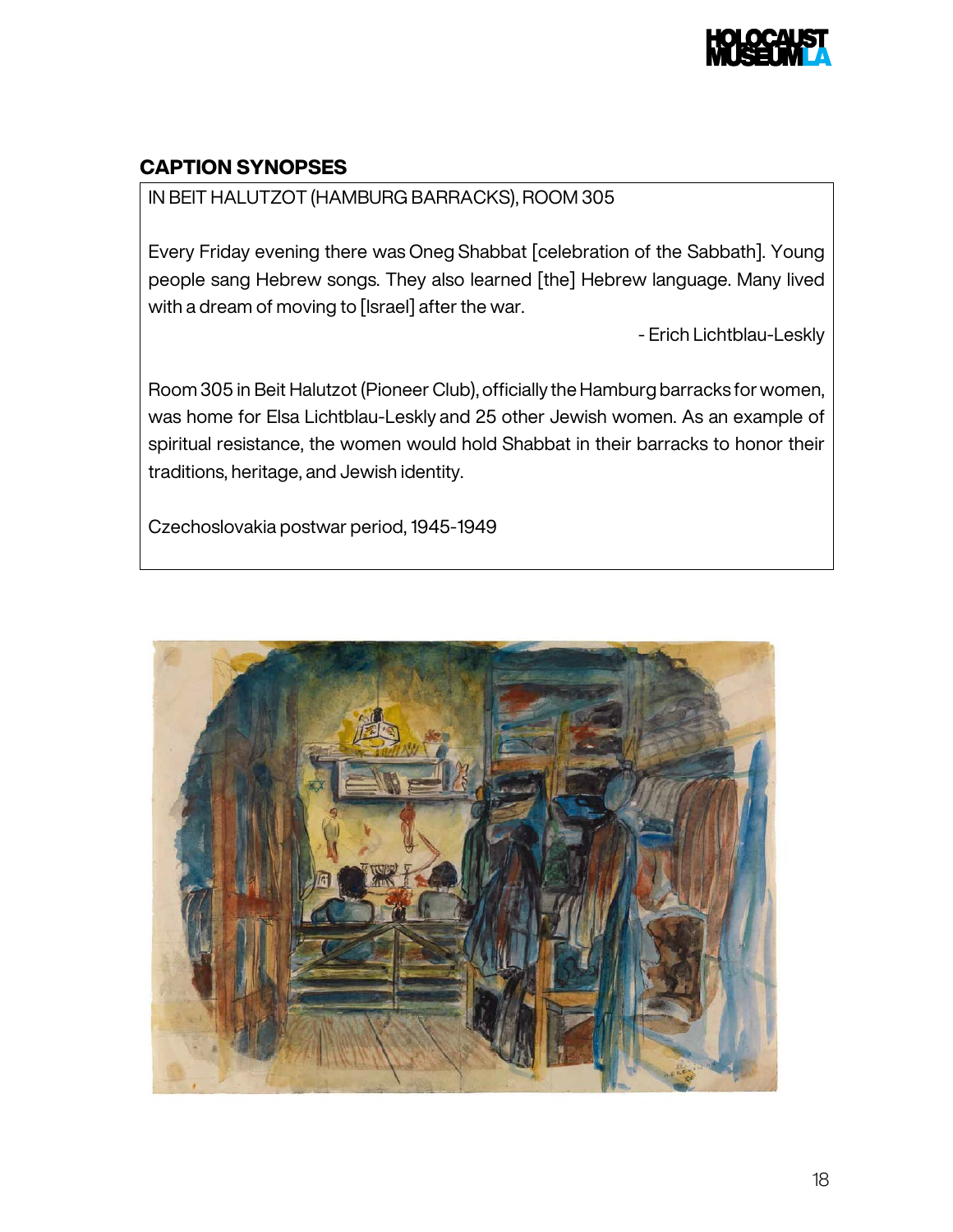## CAPTION SYNOPSES

IN BEIT HALUTZOT (HAMBURG BARRACKS), ROOM 305

Every Friday evening there was Oneg Shabbat [celebration of the Sabbath]. Young people sang Hebrew songs. They also learned [the] Hebrew language. Many lived with a dream of moving to [Israel] after the war.

- Erich Lichtblau-Leskly

Room 305 in Beit Halutzot (Pioneer Club), officially the Hamburg barracks for women, was home for Elsa Lichtblau-Leskly and 25 other Jewish women. As an example of spiritual resistance, the women would hold Shabbat in their barracks to honor their traditions, heritage, and Jewish identity.

Czechoslovakia postwar period, 1945-1949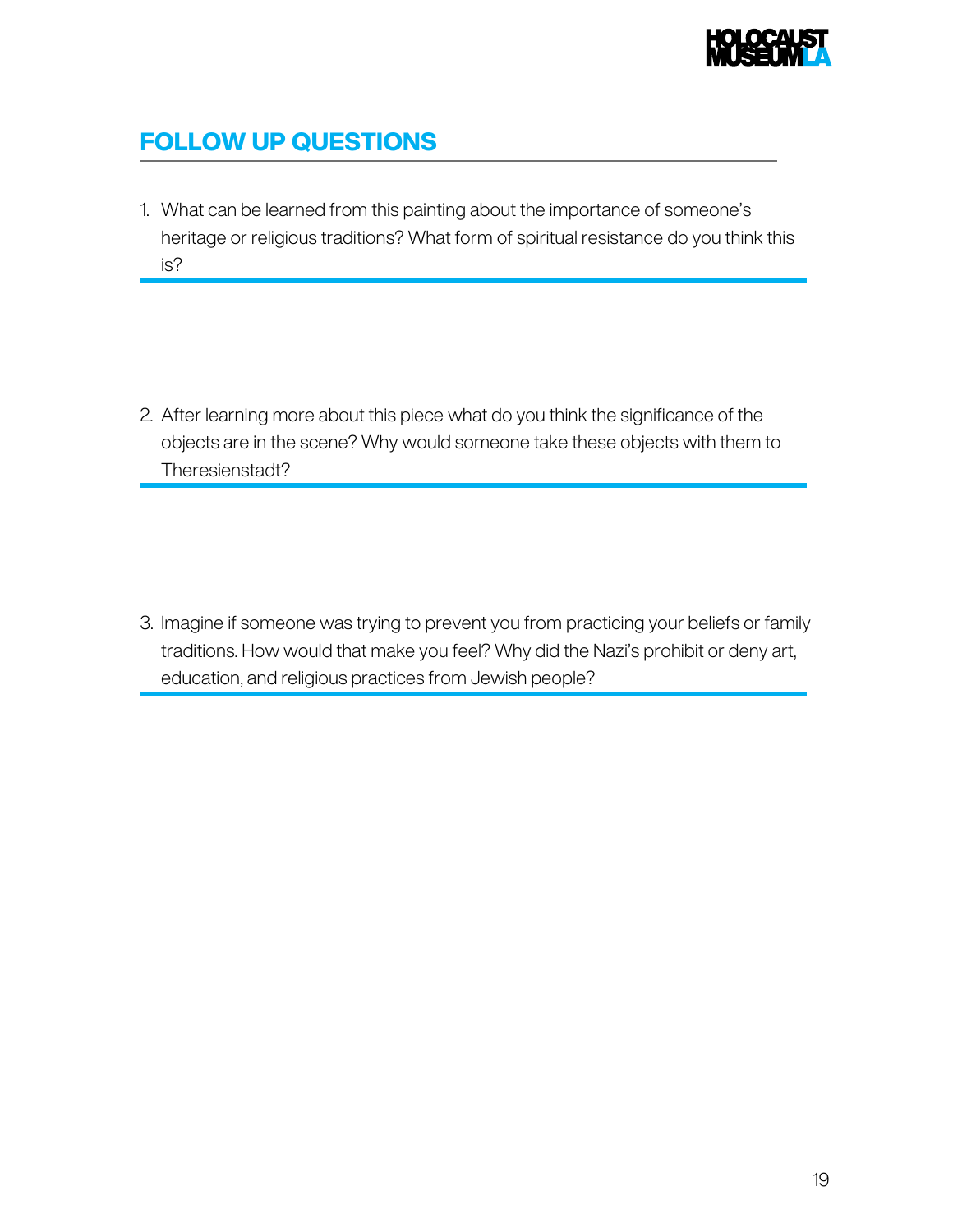## FOLLOW UP QUESTIONS

1. What can be learned from this painting about the importance of someone's heritage or religious traditions? What form of spiritual resistance do you think this is?

2. After learning more about this piece what do you think the significance of the objects are in the scene? Why would someone take these objects with them to Theresienstadt?

3. Imagine if someone was trying to prevent you from practicing your beliefs or family traditions. How would that make you feel? Why did the Nazi's prohibit or deny art, education, and religious practices from Jewish people?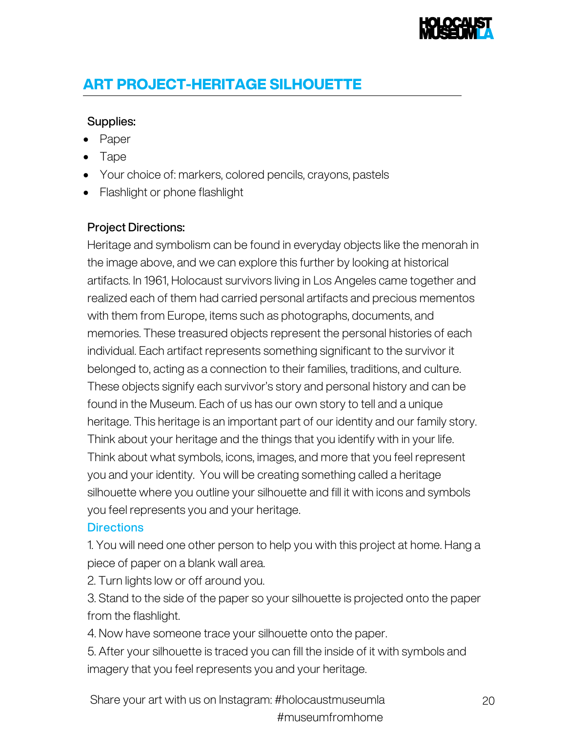## ART PROJECT-HERITAGE SILHOUETTE

**Supplies:**

- Paper
- Tape
- Your choice of: markers, colored pencils, crayons, pastels
- Flashlight or phone flashlight

**Project Directions:**

Heritage and symbolism can be found in everyday objects like the menorah in the image above, and we can explore this further by looking at historical artifacts. In 1961, Holocaust survivors living in Los Angeles came together and realized each of them had carried personal artifacts and precious mementos with them from Europe, items such as photographs, documents, and memories. These treasured objects represent the personal histories of each individual. Each artifact represents something significant to the survivor it belonged to, acting as a connection to their families, traditions, and culture. These objects signify each survivor's story and personal history and can be found in the Museum. Each of us has our own story to tell and a unique heritage. This heritage is an important part of our identity and our family story. Think about your heritage and the things that you identify with in your life. Think about what symbols, icons, images, and more that you feel represent you and your identity. You will be creating something called a heritage silhouette where you outline your silhouette and fill it with icons and symbols you feel represents you and your heritage.

### Directions

1. You will need one other person to help you with this project at home. Hang a piece of paper on a blank wall area.
2. Turn lights low or off around you.
3. Stand to the side of the paper so your silhouette is projected onto the paper from the flashlight.
4. Now have someone trace your silhouette onto the paper.
5. After your silhouette is traced you can fill the inside of it with symbols and imagery that you feel represents you and your heritage.

Share your art with us on Instagram: #holocaustmuseumla #museumfromhome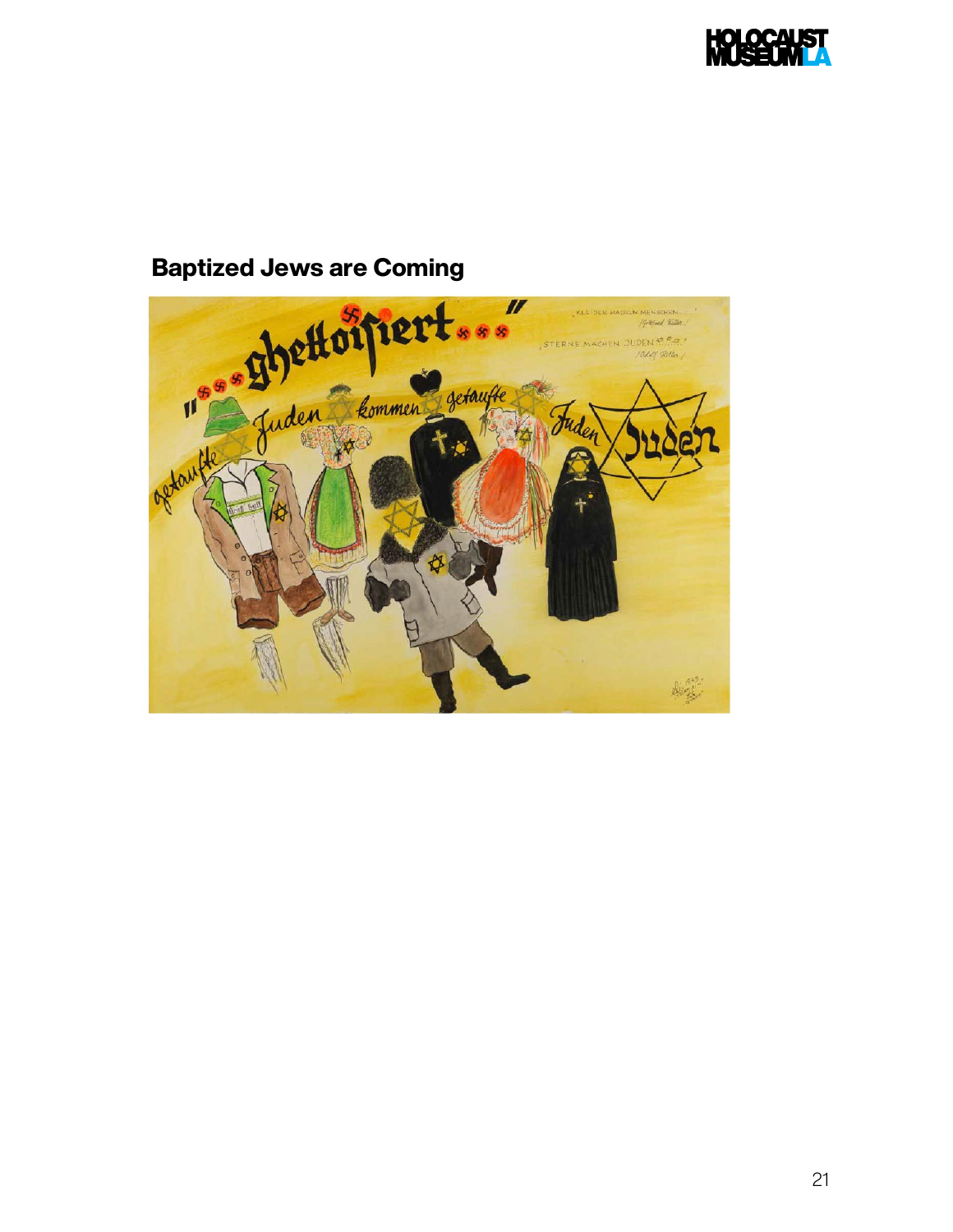## Baptized Jews are Coming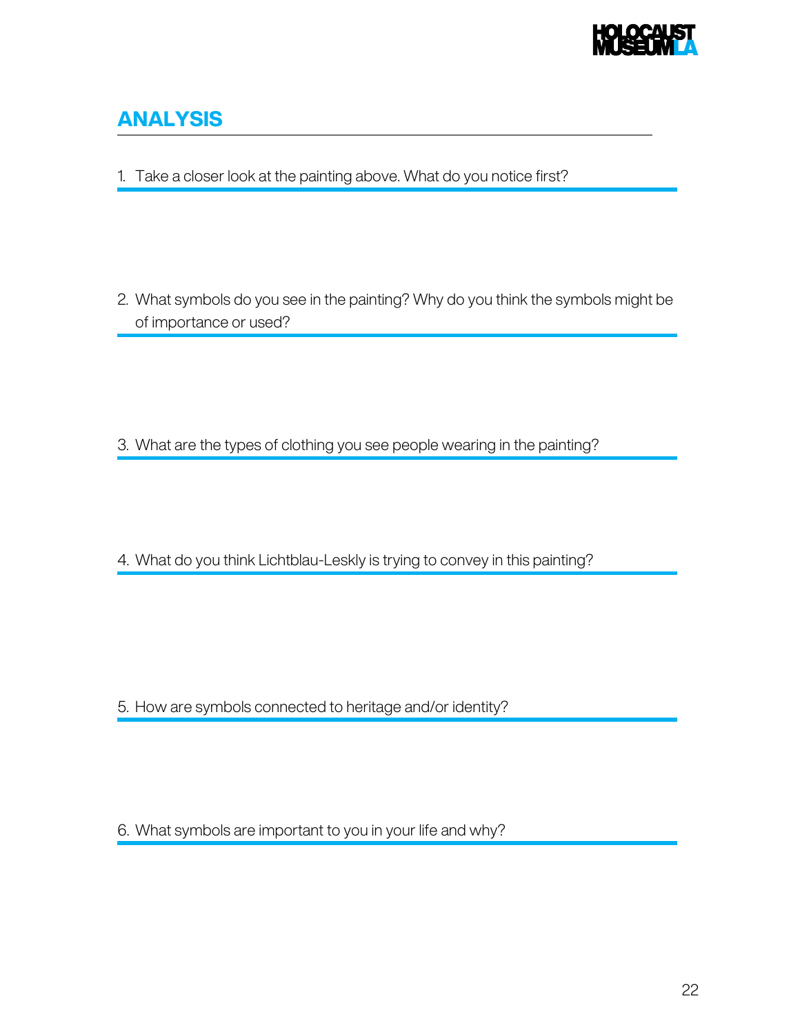## ANALYSIS

1. Take a closer look at the painting above. What do you notice first?

2. What symbols do you see in the painting? Why do you think the symbols might be of importance or used?

3. What are the types of clothing you see people wearing in the painting?

4. What do you think Lichtblau-Leskly is trying to convey in this painting?

5. How are symbols connected to heritage and/or identity?

6. What symbols are important to you in your life and why?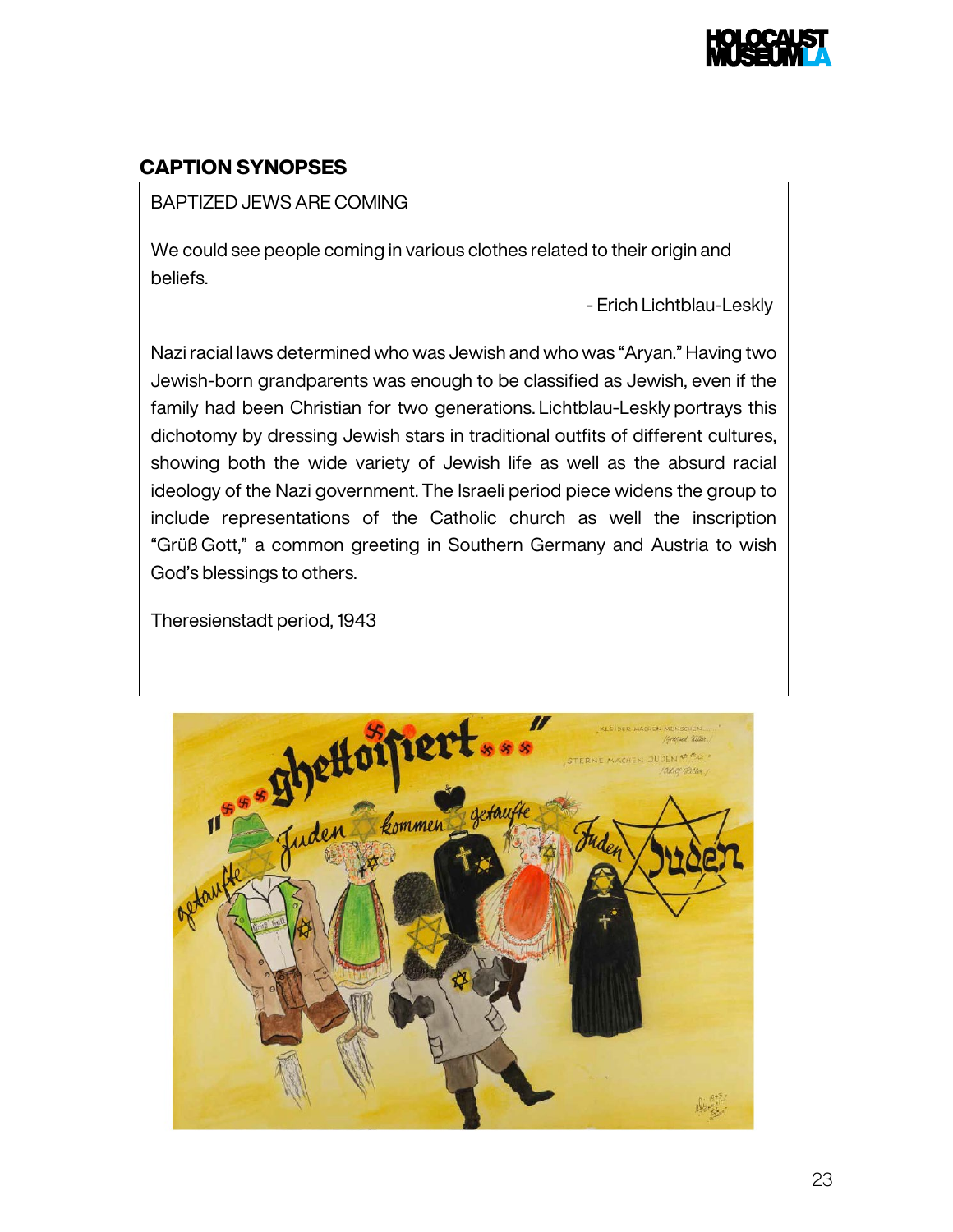## CAPTION SYNOPSES

BAPTIZED JEWS ARE COMING

We could see people coming in various clothes related to their origin and beliefs.

- Erich Lichtblau-Leskly

Nazi racial laws determined who was Jewish and who was "Aryan." Having two Jewish-born grandparents was enough to be classified as Jewish, even if the family had been Christian for two generations. Lichtblau-Leskly portrays this dichotomy by dressing Jewish stars in traditional outfits of different cultures, showing both the wide variety of Jewish life as well as the absurd racial ideology of the Nazi government. The Israeli period piece widens the group to include representations of the Catholic church as well the inscription "Grüß Gott," a common greeting in Southern Germany and Austria to wish God's blessings to others.

Theresienstadt period, 1943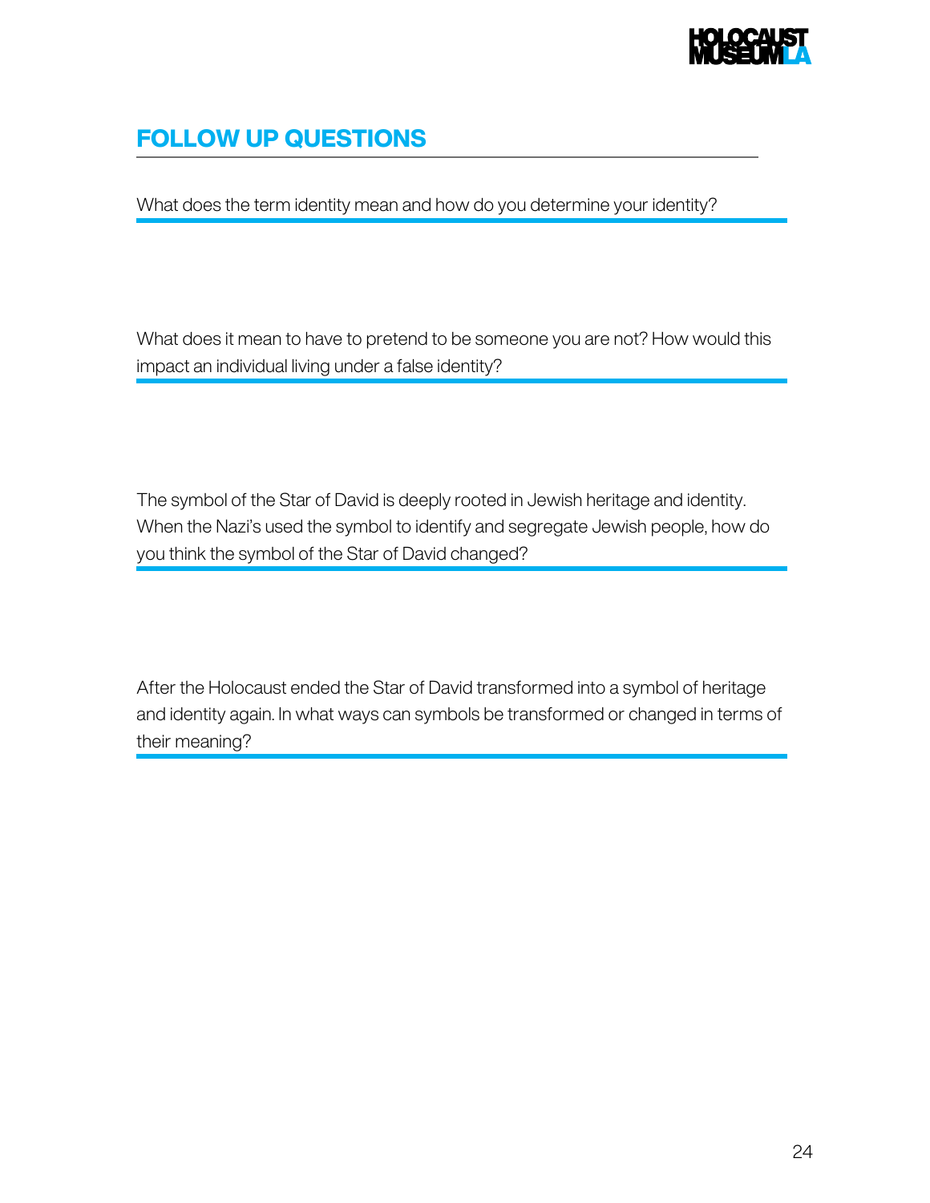## FOLLOW UP QUESTIONS

What does the term identity mean and how do you determine your identity?

What does it mean to have to pretend to be someone you are not? How would this impact an individual living under a false identity?

The symbol of the Star of David is deeply rooted in Jewish heritage and identity. When the Nazi's used the symbol to identify and segregate Jewish people, how do you think the symbol of the Star of David changed?

After the Holocaust ended the Star of David transformed into a symbol of heritage and identity again. In what ways can symbols be transformed or changed in terms of their meaning?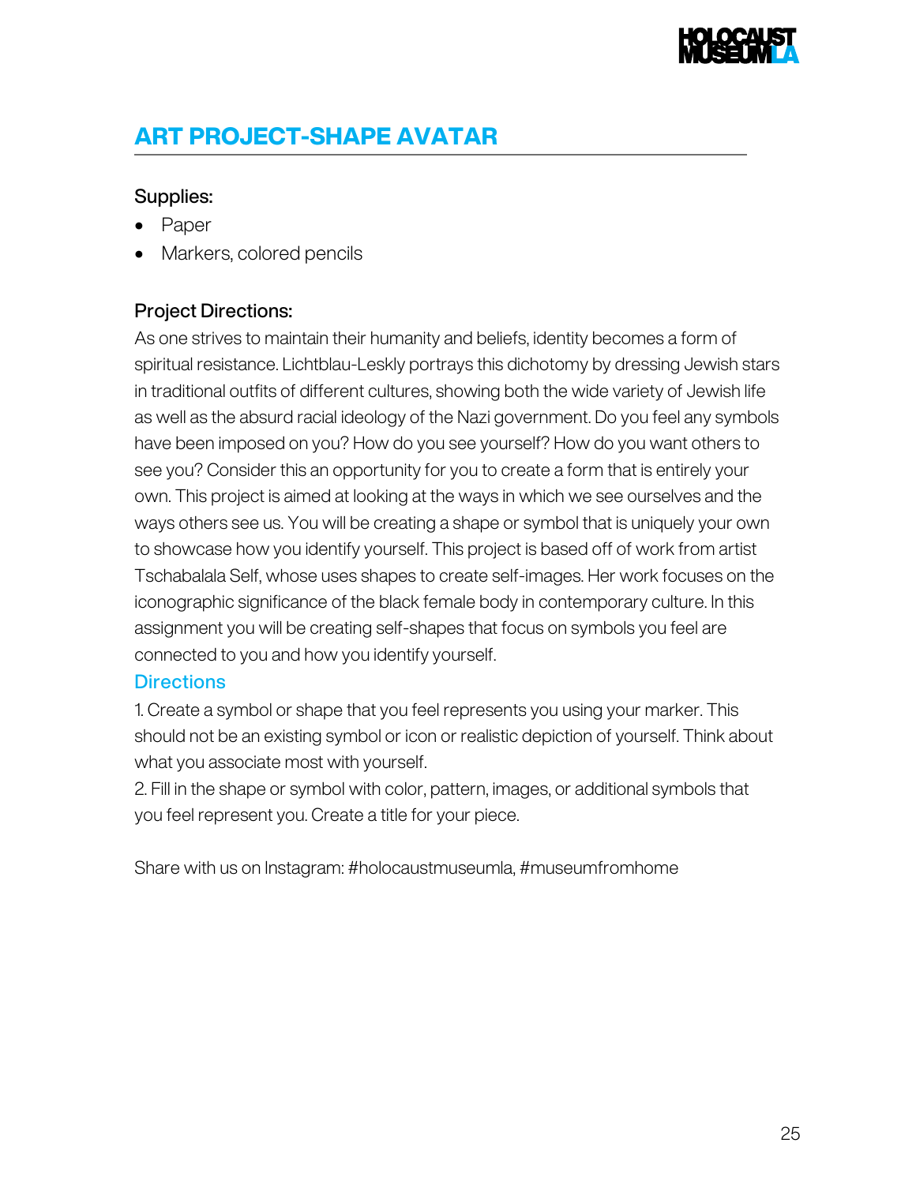## ART PROJECT-SHAPE AVATAR

### Supplies:

- Paper
- Markers, colored pencils

### Project Directions:

As one strives to maintain their humanity and beliefs, identity becomes a form of spiritual resistance. Lichtblau-Leskly portrays this dichotomy by dressing Jewish stars in traditional outfits of different cultures, showing both the wide variety of Jewish life as well as the absurd racial ideology of the Nazi government. Do you feel any symbols have been imposed on you? How do you see yourself? How do you want others to see you? Consider this an opportunity for you to create a form that is entirely your own. This project is aimed at looking at the ways in which we see ourselves and the ways others see us. You will be creating a shape or symbol that is uniquely your own to showcase how you identify yourself. This project is based off of work from artist Tschabalala Self, whose uses shapes to create self-images. Her work focuses on the iconographic significance of the black female body in contemporary culture. In this assignment you will be creating self-shapes that focus on symbols you feel are connected to you and how you identify yourself.

### Directions

1. Create a symbol or shape that you feel represents you using your marker. This should not be an existing symbol or icon or realistic depiction of yourself. Think about what you associate most with yourself.
2. Fill in the shape or symbol with color, pattern, images, or additional symbols that you feel represent you. Create a title for your piece.

Share with us on Instagram: #holocaustmuseumla, #museumfromhome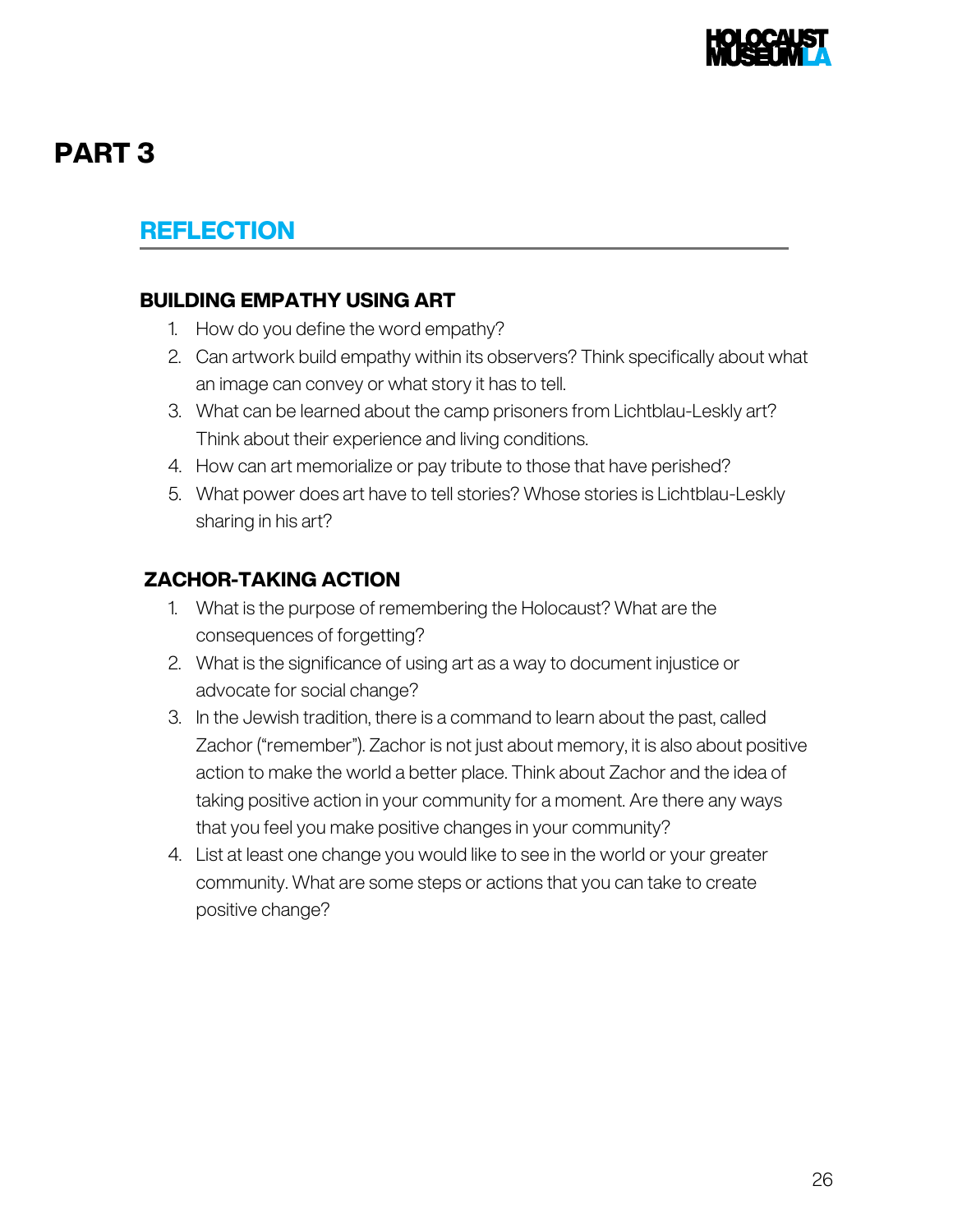# PART 3

## REFLECTION

### BUILDING EMPATHY USING ART

1. How do you define the word empathy?
2. Can artwork build empathy within its observers? Think specifically about what an image can convey or what story it has to tell.
3. What can be learned about the camp prisoners from Lichtblau-Leskly art? Think about their experience and living conditions.
4. How can art memorialize or pay tribute to those that have perished?
5. What power does art have to tell stories? Whose stories is Lichtblau-Leskly sharing in his art?

### ZACHOR-TAKING ACTION

1. What is the purpose of remembering the Holocaust? What are the consequences of forgetting?
2. What is the significance of using art as a way to document injustice or advocate for social change?
3. In the Jewish tradition, there is a command to learn about the past, called Zachor ("remember"). Zachor is not just about memory, it is also about positive action to make the world a better place. Think about Zachor and the idea of taking positive action in your community for a moment. Are there any ways that you feel you make positive changes in your community?
4. List at least one change you would like to see in the world or your greater community. What are some steps or actions that you can take to create positive change?